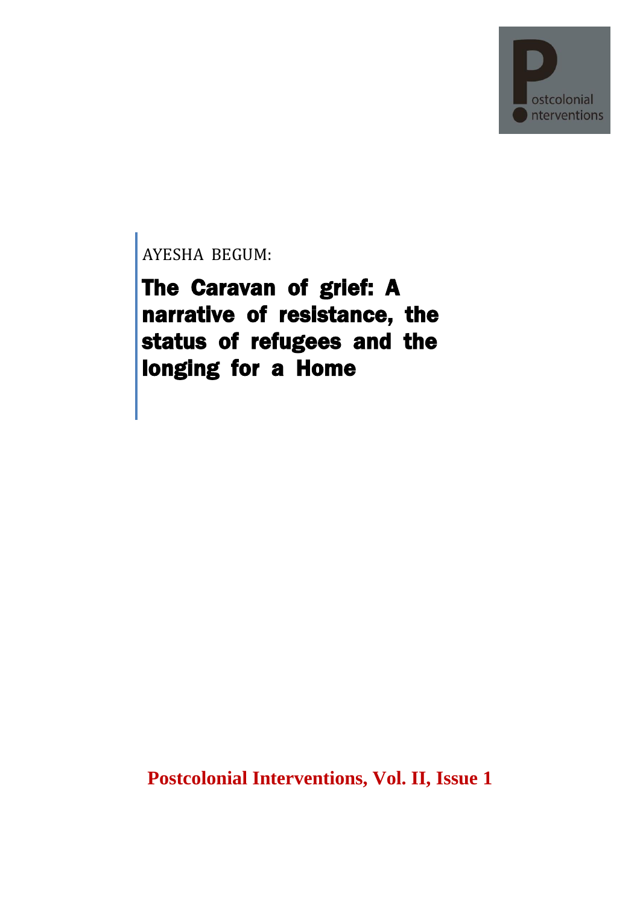AYESHA BEGUM:

# The Caravan of grief: A narrative of resistance, the status of refugees and the longing for a Home

**Postcolonial Interventions, Vol. II, Issue 1**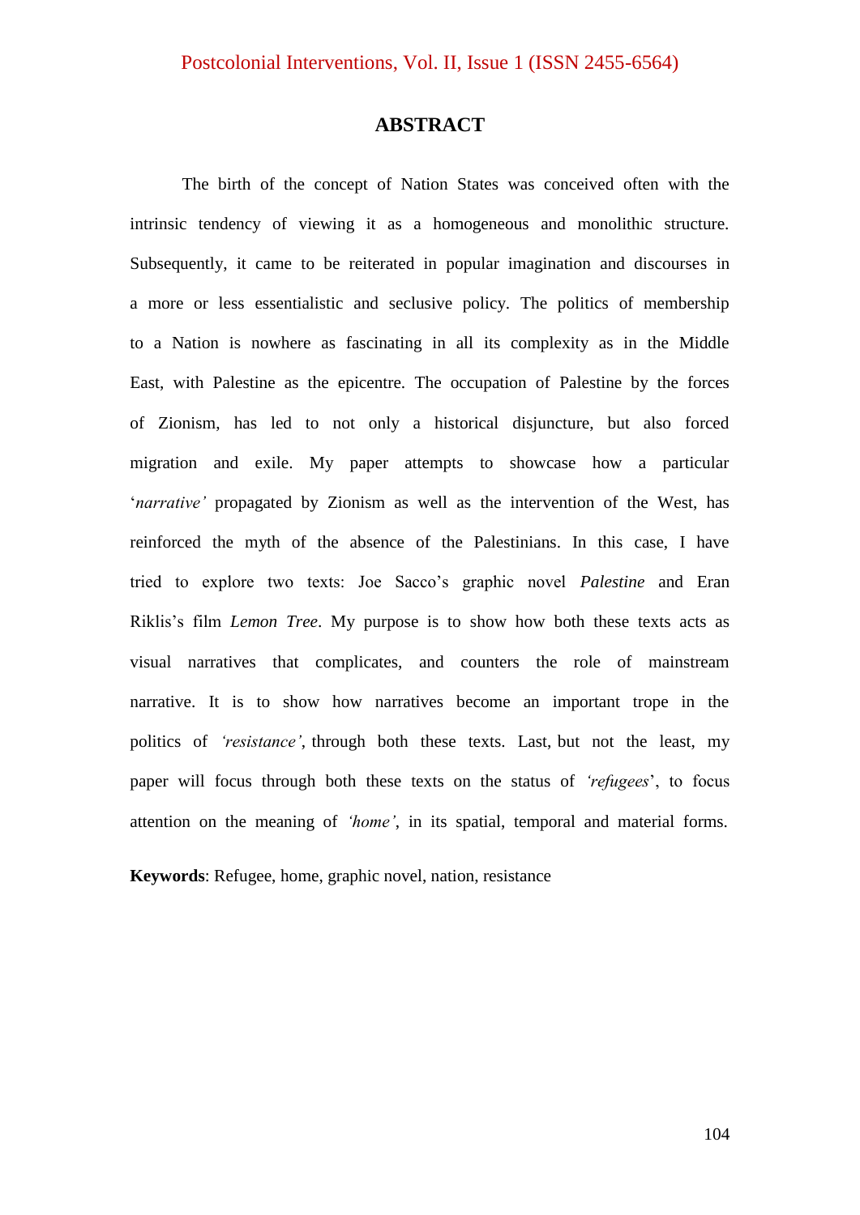## ABSTRACT

The birth of the concept of Nation States was conceived often with the intrinsic tendency of viewing it as a homogeneous and monolithic structure. Subsequently, it came to be reiterated in popular imagination and discourses in a more or less essentialistic and seclusive policy. The politics of membership to a Nation is nowhere as fascinating in all its complexity as in the Middle East, with Palestine as the epicentre. The occupation of Palestine by the forces of Zionism, has led to not only a historical disjuncture, but also forced migration and exile. My paper attempts to showcase how a particular '*narrative'* propagated by Zionism as well as the intervention of the West, has reinforced the myth of the absence of the Palestinians. In this case, I have tried to explore two texts: Joe Sacco's graphic novel *Palestine* and Eran Riklis's film *Lemon Tree*. My purpose is to show how both these texts acts as visual narratives that complicates, and counters the role of mainstream narrative. It is to show how narratives become an important trope in the politics of *'resistance'*, through both these texts. Last, but not the least, my paper will focus through both these texts on the status of *'refugees*', to focus attention on the meaning of *'home'*, in its spatial, temporal and material forms.

**Keywords**: Refugee, home, graphic novel, nation, resistance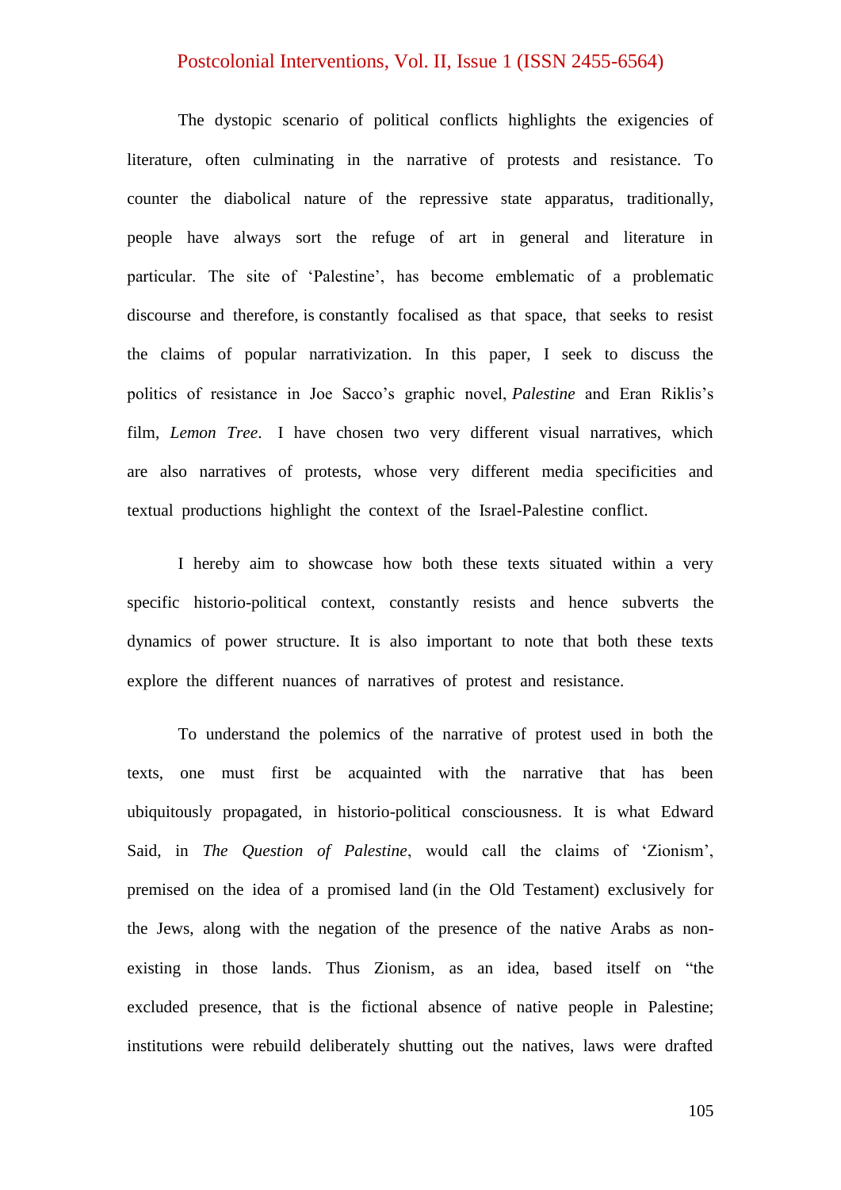The dystopic scenario of political conflicts highlights the exigencies of literature, often culminating in the narrative of protests and resistance. To counter the diabolical nature of the repressive state apparatus, traditionally, people have always sort the refuge of art in general and literature in particular. The site of 'Palestine', has become emblematic of a problematic discourse and therefore, is constantly focalised as that space, that seeks to resist the claims of popular narrativization. In this paper, I seek to discuss the politics of resistance in Joe Sacco's graphic novel, *Palestine* and Eran Riklis's film, *Lemon Tree*. I have chosen two very different visual narratives, which are also narratives of protests, whose very different media specificities and textual productions highlight the context of the Israel-Palestine conflict.

I hereby aim to showcase how both these texts situated within a very specific historio-political context, constantly resists and hence subverts the dynamics of power structure. It is also important to note that both these texts explore the different nuances of narratives of protest and resistance.

To understand the polemics of the narrative of protest used in both the texts, one must first be acquainted with the narrative that has been ubiquitously propagated, in historio-political consciousness. It is what Edward Said, in *The Question of Palestine*, would call the claims of 'Zionism', premised on the idea of a promised land (in the Old Testament) exclusively for the Jews, along with the negation of the presence of the native Arabs as non-existing in those lands. Thus Zionism, as an idea, based itself on "the excluded presence, that is the fictional absence of native people in Palestine; institutions were rebuild deliberately shutting out the natives, laws were drafted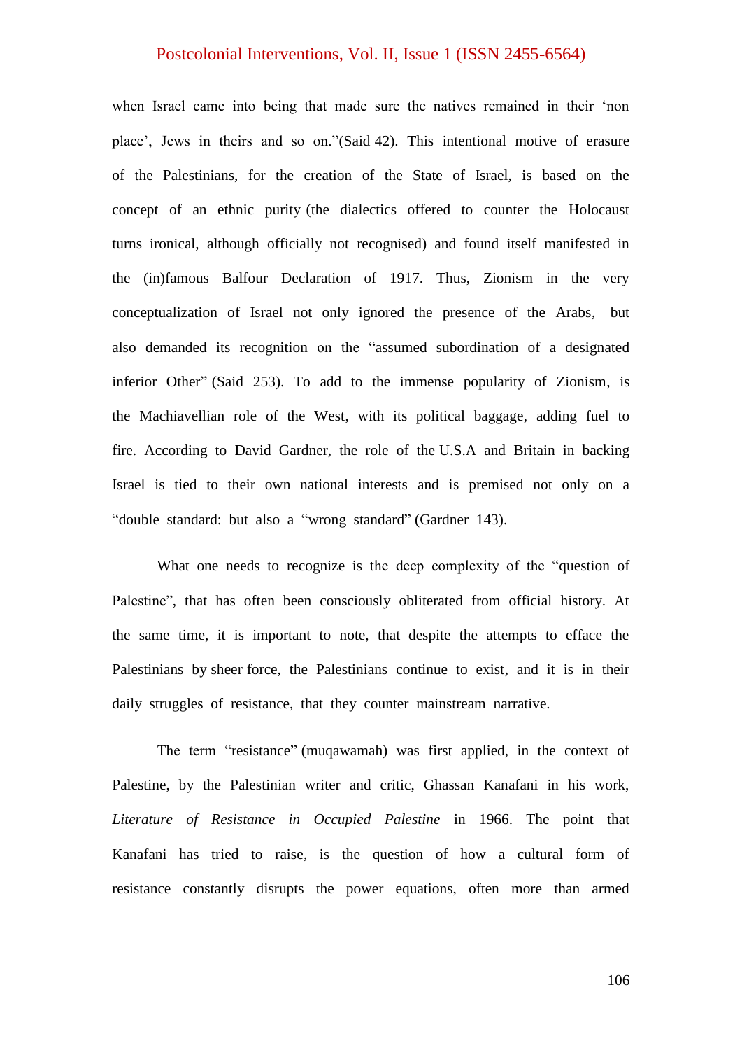when Israel came into being that made sure the natives remained in their 'non place', Jews in theirs and so on."(Said 42). This intentional motive of erasure of the Palestinians, for the creation of the State of Israel, is based on the concept of an ethnic purity (the dialectics offered to counter the Holocaust turns ironical, although officially not recognised) and found itself manifested in the (in)famous Balfour Declaration of 1917. Thus, Zionism in the very conceptualization of Israel not only ignored the presence of the Arabs, but also demanded its recognition on the "assumed subordination of a designated inferior Other" (Said 253). To add to the immense popularity of Zionism, is the Machiavellian role of the West, with its political baggage, adding fuel to fire. According to David Gardner, the role of the U.S.A and Britain in backing Israel is tied to their own national interests and is premised not only on a "double standard: but also a "wrong standard" (Gardner 143).

What one needs to recognize is the deep complexity of the "question of Palestine", that has often been consciously obliterated from official history. At the same time, it is important to note, that despite the attempts to efface the Palestinians by sheer force, the Palestinians continue to exist, and it is in their daily struggles of resistance, that they counter mainstream narrative.

The term "resistance" (muqawamah) was first applied, in the context of Palestine, by the Palestinian writer and critic, Ghassan Kanafani in his work, *Literature of Resistance in Occupied Palestine* in 1966. The point that Kanafani has tried to raise, is the question of how a cultural form of resistance constantly disrupts the power equations, often more than armed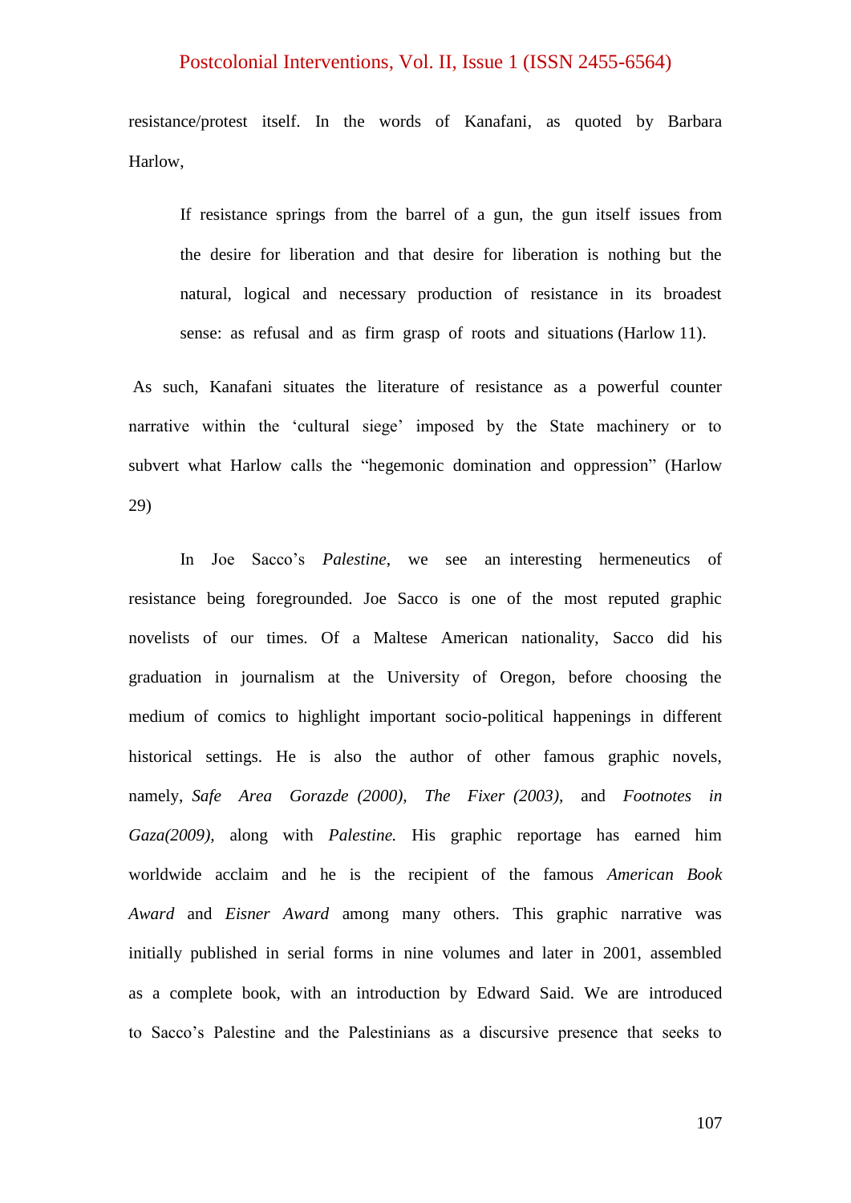resistance/protest itself. In the words of Kanafani, as quoted by Barbara Harlow,

> If resistance springs from the barrel of a gun, the gun itself issues from the desire for liberation and that desire for liberation is nothing but the natural, logical and necessary production of resistance in its broadest sense: as refusal and as firm grasp of roots and situations (Harlow 11).

As such, Kanafani situates the literature of resistance as a powerful counter narrative within the 'cultural siege' imposed by the State machinery or to subvert what Harlow calls the "hegemonic domination and oppression" (Harlow 29)

In Joe Sacco's *Palestine*, we see an interesting hermeneutics of resistance being foregrounded. Joe Sacco is one of the most reputed graphic novelists of our times. Of a Maltese American nationality, Sacco did his graduation in journalism at the University of Oregon, before choosing the medium of comics to highlight important socio-political happenings in different historical settings. He is also the author of other famous graphic novels, namely, *Safe Area Gorazde (2000), The Fixer (2003),* and *Footnotes in Gaza(2009),* along with *Palestine.* His graphic reportage has earned him worldwide acclaim and he is the recipient of the famous *American Book Award* and *Eisner Award* among many others. This graphic narrative was initially published in serial forms in nine volumes and later in 2001, assembled as a complete book, with an introduction by Edward Said. We are introduced to Sacco's Palestine and the Palestinians as a discursive presence that seeks to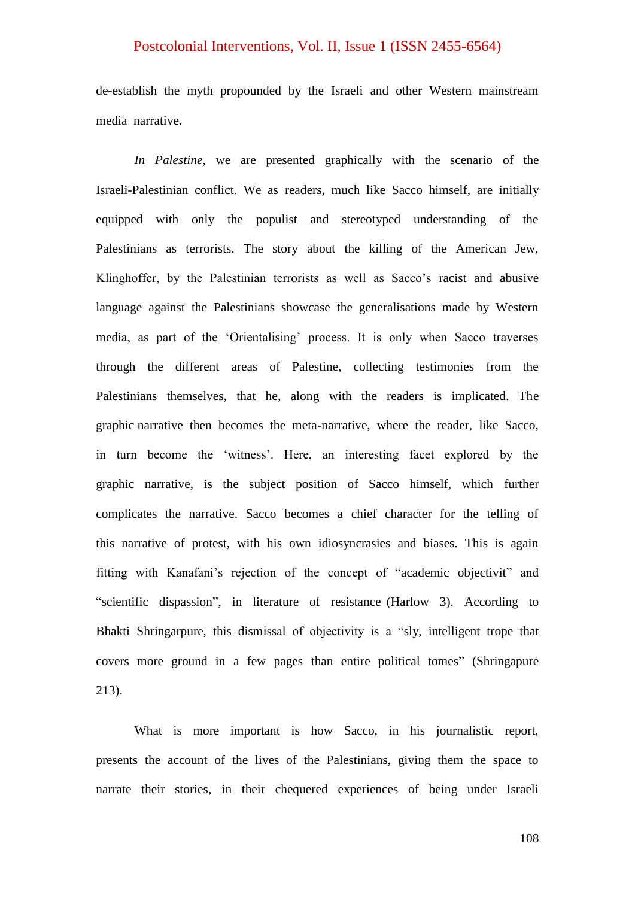de-establish the myth propounded by the Israeli and other Western mainstream media narrative.

*In Palestine*, we are presented graphically with the scenario of the Israeli-Palestinian conflict. We as readers, much like Sacco himself, are initially equipped with only the populist and stereotyped understanding of the Palestinians as terrorists. The story about the killing of the American Jew, Klinghoffer, by the Palestinian terrorists as well as Sacco's racist and abusive language against the Palestinians showcase the generalisations made by Western media, as part of the 'Orientalising' process. It is only when Sacco traverses through the different areas of Palestine, collecting testimonies from the Palestinians themselves, that he, along with the readers is implicated. The graphic narrative then becomes the meta-narrative, where the reader, like Sacco, in turn become the 'witness'. Here, an interesting facet explored by the graphic narrative, is the subject position of Sacco himself, which further complicates the narrative. Sacco becomes a chief character for the telling of this narrative of protest, with his own idiosyncrasies and biases. This is again fitting with Kanafani's rejection of the concept of "academic objectivit" and "scientific dispassion", in literature of resistance (Harlow 3). According to Bhakti Shringarpure, this dismissal of objectivity is a "sly, intelligent trope that covers more ground in a few pages than entire political tomes" (Shringapure 213).

What is more important is how Sacco, in his journalistic report, presents the account of the lives of the Palestinians, giving them the space to narrate their stories, in their chequered experiences of being under Israeli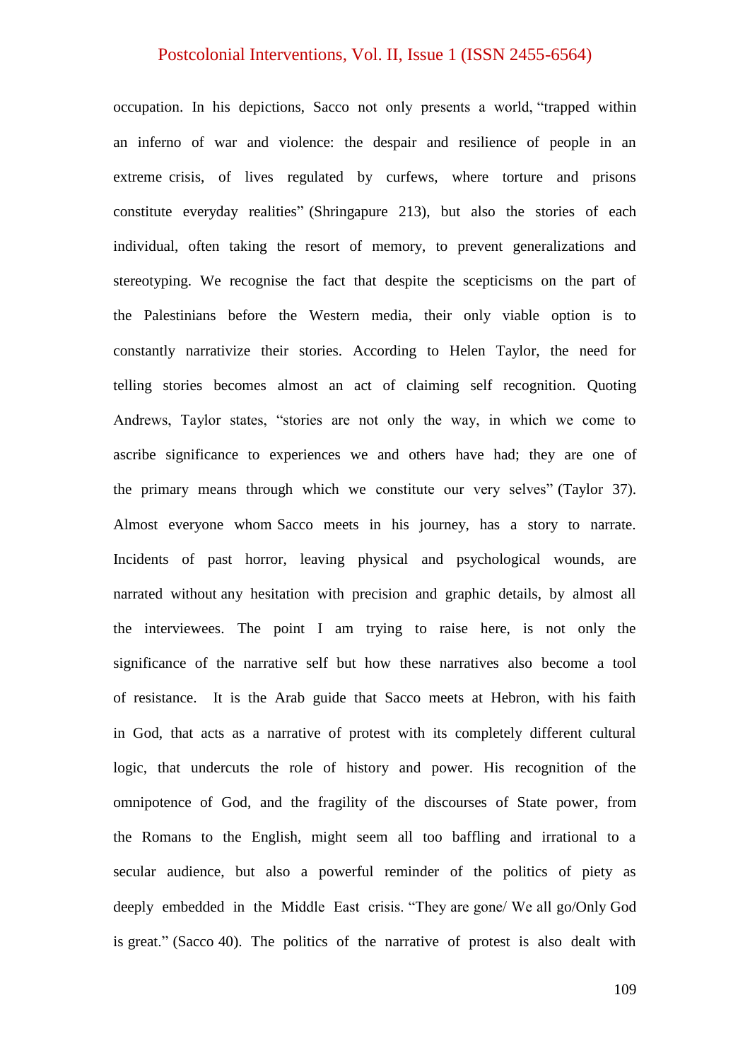occupation. In his depictions, Sacco not only presents a world, "trapped within an inferno of war and violence: the despair and resilience of people in an extreme crisis, of lives regulated by curfews, where torture and prisons constitute everyday realities" (Shringapure 213), but also the stories of each individual, often taking the resort of memory, to prevent generalizations and stereotyping. We recognise the fact that despite the scepticisms on the part of the Palestinians before the Western media, their only viable option is to constantly narrativize their stories. According to Helen Taylor, the need for telling stories becomes almost an act of claiming self recognition. Quoting Andrews, Taylor states, "stories are not only the way, in which we come to ascribe significance to experiences we and others have had; they are one of the primary means through which we constitute our very selves" (Taylor 37). Almost everyone whom Sacco meets in his journey, has a story to narrate. Incidents of past horror, leaving physical and psychological wounds, are narrated without any hesitation with precision and graphic details, by almost all the interviewees. The point I am trying to raise here, is not only the significance of the narrative self but how these narratives also become a tool of resistance. It is the Arab guide that Sacco meets at Hebron, with his faith in God, that acts as a narrative of protest with its completely different cultural logic, that undercuts the role of history and power. His recognition of the omnipotence of God, and the fragility of the discourses of State power, from the Romans to the English, might seem all too baffling and irrational to a secular audience, but also a powerful reminder of the politics of piety as deeply embedded in the Middle East crisis. "They are gone/ We all go/Only God is great." (Sacco 40). The politics of the narrative of protest is also dealt with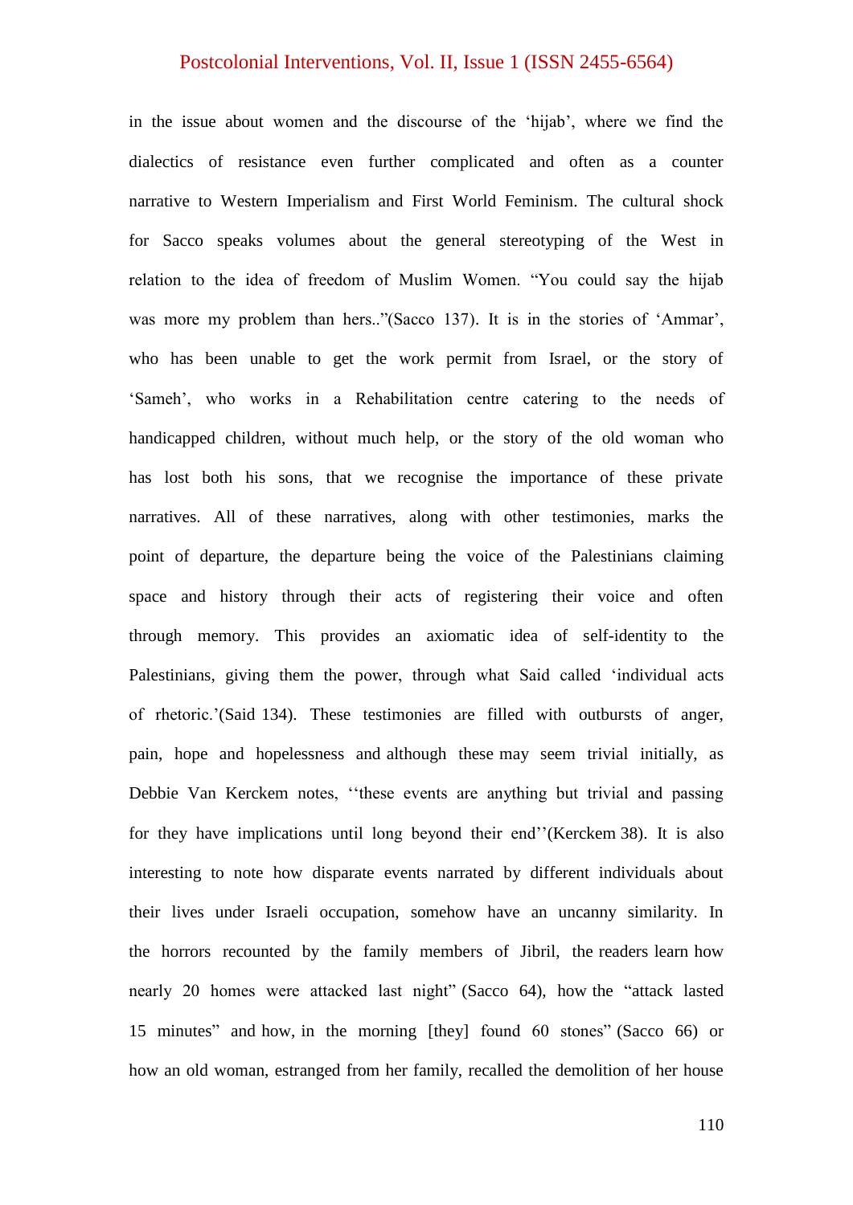in the issue about women and the discourse of the 'hijab', where we find the dialectics of resistance even further complicated and often as a counter narrative to Western Imperialism and First World Feminism. The cultural shock for Sacco speaks volumes about the general stereotyping of the West in relation to the idea of freedom of Muslim Women. "You could say the hijab was more my problem than hers.."(Sacco 137). It is in the stories of 'Ammar', who has been unable to get the work permit from Israel, or the story of 'Sameh', who works in a Rehabilitation centre catering to the needs of handicapped children, without much help, or the story of the old woman who has lost both his sons, that we recognise the importance of these private narratives. All of these narratives, along with other testimonies, marks the point of departure, the departure being the voice of the Palestinians claiming space and history through their acts of registering their voice and often through memory. This provides an axiomatic idea of self-identity to the Palestinians, giving them the power, through what Said called 'individual acts of rhetoric.'(Said 134). These testimonies are filled with outbursts of anger, pain, hope and hopelessness and although these may seem trivial initially, as Debbie Van Kerckem notes, ''these events are anything but trivial and passing for they have implications until long beyond their end''(Kerckem 38). It is also interesting to note how disparate events narrated by different individuals about their lives under Israeli occupation, somehow have an uncanny similarity. In the horrors recounted by the family members of Jibril, the readers learn how nearly 20 homes were attacked last night" (Sacco 64), how the "attack lasted 15 minutes" and how, in the morning [they] found 60 stones" (Sacco 66) or how an old woman, estranged from her family, recalled the demolition of her house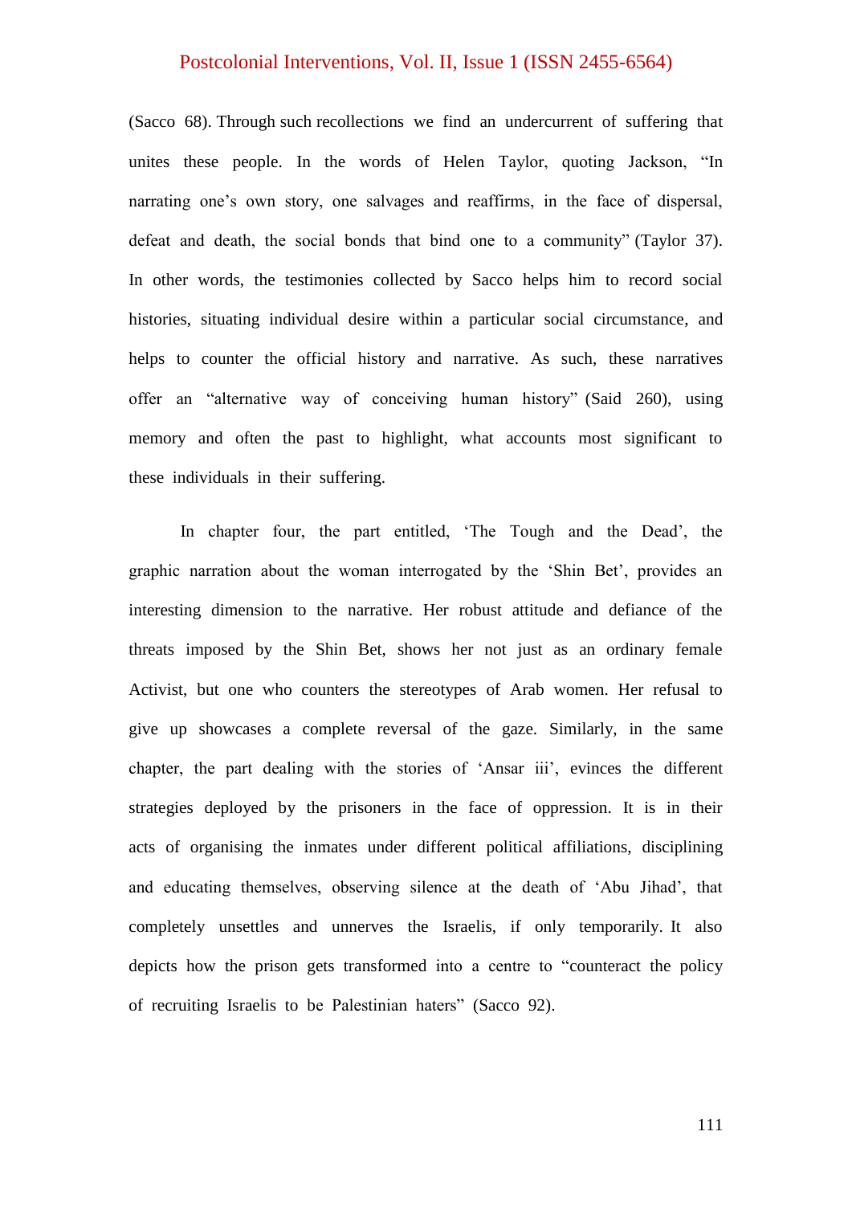(Sacco 68). Through such recollections we find an undercurrent of suffering that unites these people. In the words of Helen Taylor, quoting Jackson, "In narrating one's own story, one salvages and reaffirms, in the face of dispersal, defeat and death, the social bonds that bind one to a community" (Taylor 37). In other words, the testimonies collected by Sacco helps him to record social histories, situating individual desire within a particular social circumstance, and helps to counter the official history and narrative. As such, these narratives offer an "alternative way of conceiving human history" (Said 260), using memory and often the past to highlight, what accounts most significant to these individuals in their suffering.

In chapter four, the part entitled, 'The Tough and the Dead', the graphic narration about the woman interrogated by the 'Shin Bet', provides an interesting dimension to the narrative. Her robust attitude and defiance of the threats imposed by the Shin Bet, shows her not just as an ordinary female Activist, but one who counters the stereotypes of Arab women. Her refusal to give up showcases a complete reversal of the gaze. Similarly, in the same chapter, the part dealing with the stories of 'Ansar iii', evinces the different strategies deployed by the prisoners in the face of oppression. It is in their acts of organising the inmates under different political affiliations, disciplining and educating themselves, observing silence at the death of 'Abu Jihad', that completely unsettles and unnerves the Israelis, if only temporarily. It also depicts how the prison gets transformed into a centre to "counteract the policy of recruiting Israelis to be Palestinian haters" (Sacco 92).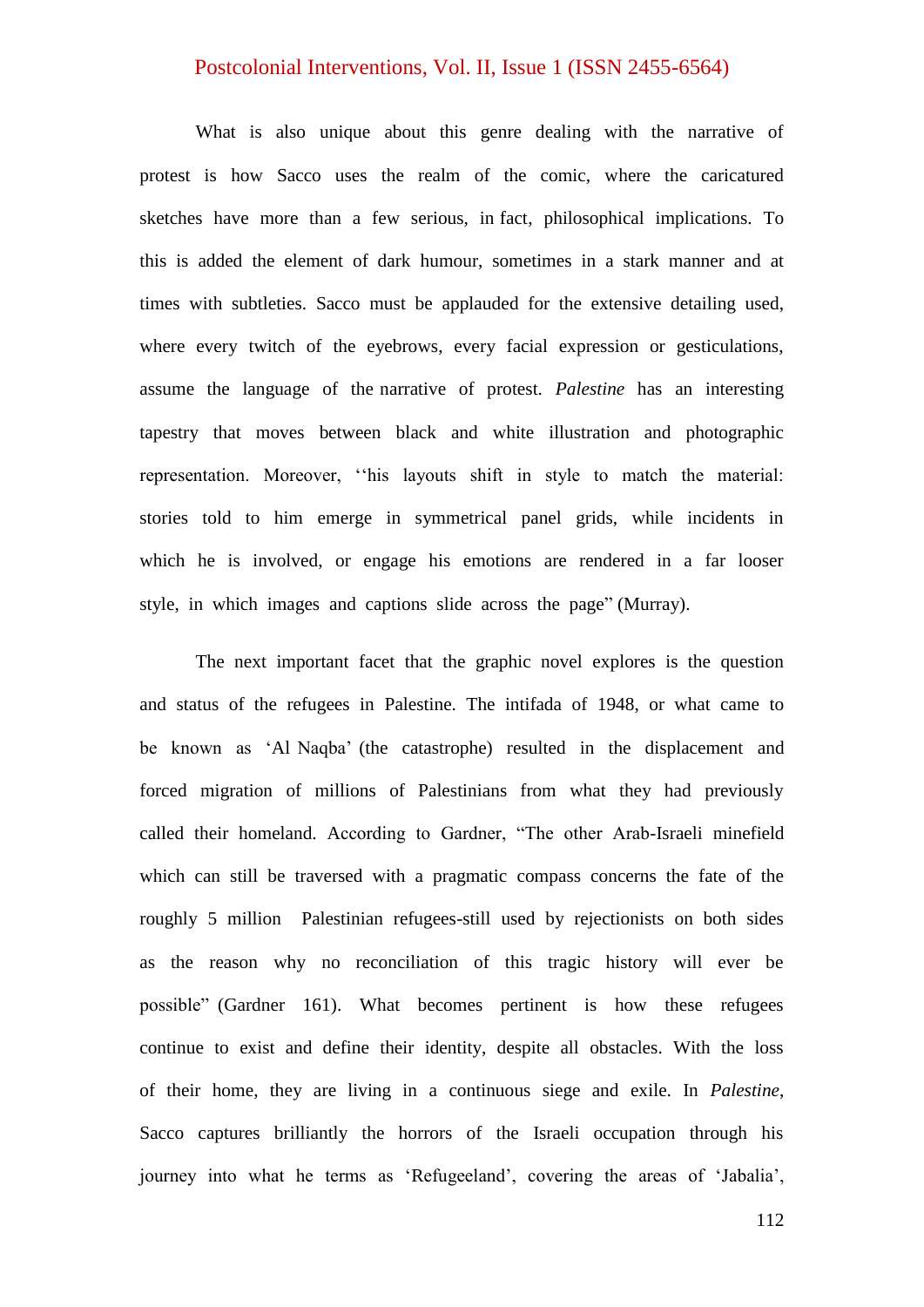What is also unique about this genre dealing with the narrative of protest is how Sacco uses the realm of the comic, where the caricatured sketches have more than a few serious, in fact, philosophical implications. To this is added the element of dark humour, sometimes in a stark manner and at times with subtleties. Sacco must be applauded for the extensive detailing used, where every twitch of the eyebrows, every facial expression or gesticulations, assume the language of the narrative of protest. *Palestine* has an interesting tapestry that moves between black and white illustration and photographic representation. Moreover, ‘‘his layouts shift in style to match the material: stories told to him emerge in symmetrical panel grids, while incidents in which he is involved, or engage his emotions are rendered in a far looser style, in which images and captions slide across the page" (Murray).

The next important facet that the graphic novel explores is the question and status of the refugees in Palestine. The intifada of 1948, or what came to be known as 'Al Naqba' (the catastrophe) resulted in the displacement and forced migration of millions of Palestinians from what they had previously called their homeland. According to Gardner, "The other Arab-Israeli minefield which can still be traversed with a pragmatic compass concerns the fate of the roughly 5 million Palestinian refugees-still used by rejectionists on both sides as the reason why no reconciliation of this tragic history will ever be possible" (Gardner 161). What becomes pertinent is how these refugees continue to exist and define their identity, despite all obstacles. With the loss of their home, they are living in a continuous siege and exile. In *Palestine*, Sacco captures brilliantly the horrors of the Israeli occupation through his journey into what he terms as 'Refugeeland', covering the areas of 'Jabalia',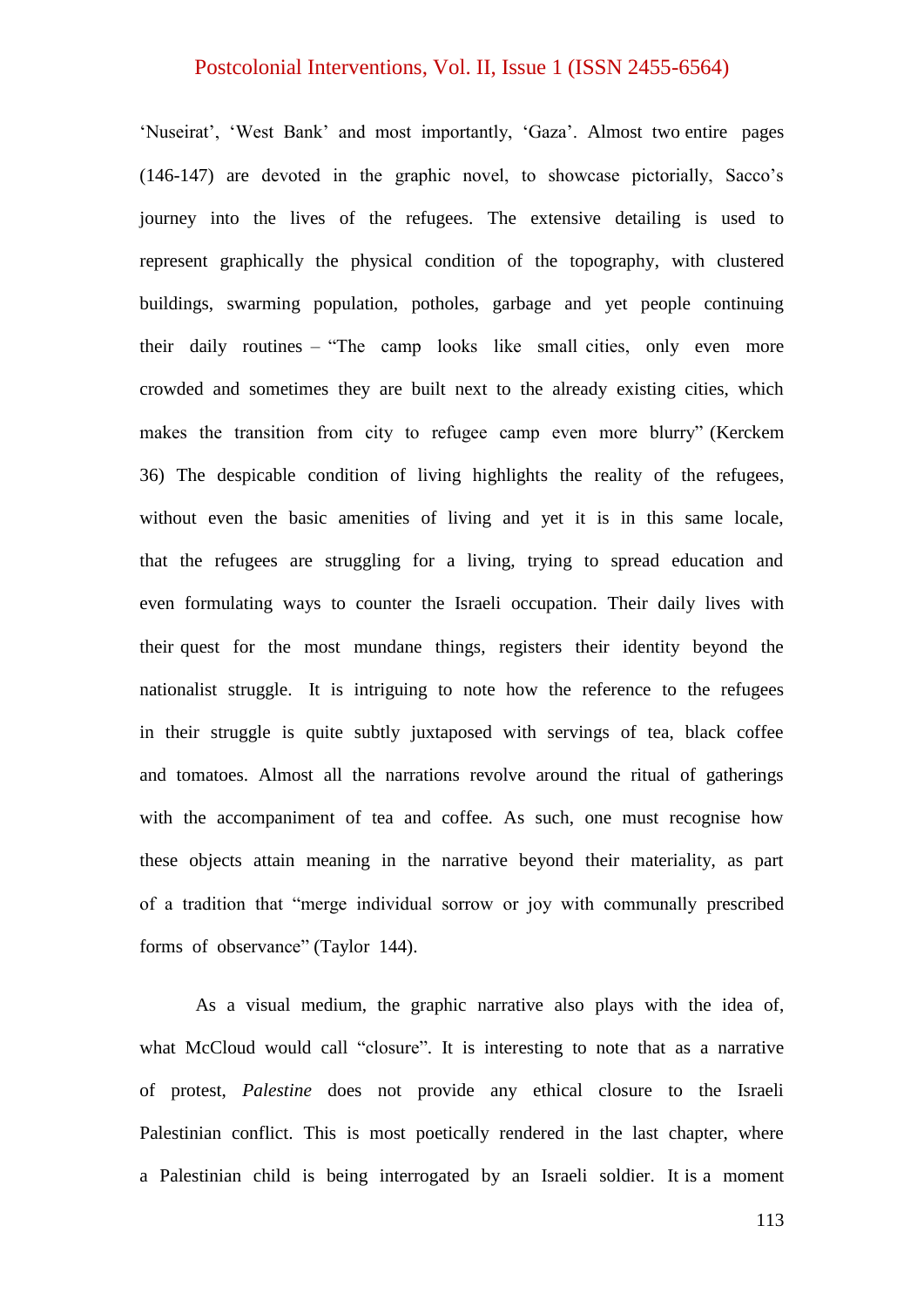'Nuseirat', 'West Bank' and most importantly, 'Gaza'. Almost two entire pages (146-147) are devoted in the graphic novel, to showcase pictorially, Sacco's journey into the lives of the refugees. The extensive detailing is used to represent graphically the physical condition of the topography, with clustered buildings, swarming population, potholes, garbage and yet people continuing their daily routines – "The camp looks like small cities, only even more crowded and sometimes they are built next to the already existing cities, which makes the transition from city to refugee camp even more blurry" (Kerckem 36) The despicable condition of living highlights the reality of the refugees, without even the basic amenities of living and yet it is in this same locale, that the refugees are struggling for a living, trying to spread education and even formulating ways to counter the Israeli occupation. Their daily lives with their quest for the most mundane things, registers their identity beyond the nationalist struggle. It is intriguing to note how the reference to the refugees in their struggle is quite subtly juxtaposed with servings of tea, black coffee and tomatoes. Almost all the narrations revolve around the ritual of gatherings with the accompaniment of tea and coffee. As such, one must recognise how these objects attain meaning in the narrative beyond their materiality, as part of a tradition that "merge individual sorrow or joy with communally prescribed forms of observance" (Taylor 144).

As a visual medium, the graphic narrative also plays with the idea of, what McCloud would call "closure". It is interesting to note that as a narrative of protest, *Palestine* does not provide any ethical closure to the Israeli Palestinian conflict. This is most poetically rendered in the last chapter, where a Palestinian child is being interrogated by an Israeli soldier. It is a moment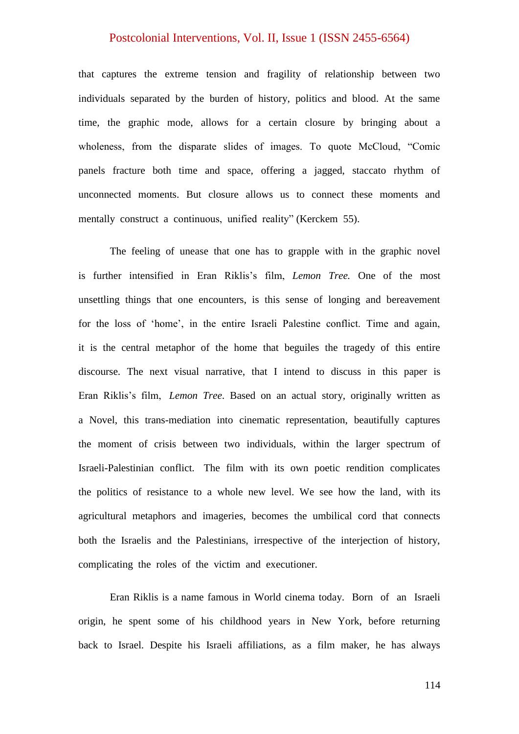that captures the extreme tension and fragility of relationship between two individuals separated by the burden of history, politics and blood. At the same time, the graphic mode, allows for a certain closure by bringing about a wholeness, from the disparate slides of images. To quote McCloud, "Comic panels fracture both time and space, offering a jagged, staccato rhythm of unconnected moments. But closure allows us to connect these moments and mentally construct a continuous, unified reality" (Kerckem 55).

The feeling of unease that one has to grapple with in the graphic novel is further intensified in Eran Riklis's film, *Lemon Tree.* One of the most unsettling things that one encounters, is this sense of longing and bereavement for the loss of 'home', in the entire Israeli Palestine conflict. Time and again, it is the central metaphor of the home that beguiles the tragedy of this entire discourse. The next visual narrative, that I intend to discuss in this paper is Eran Riklis's film, *Lemon Tree*. Based on an actual story, originally written as a Novel, this trans-mediation into cinematic representation, beautifully captures the moment of crisis between two individuals, within the larger spectrum of Israeli-Palestinian conflict. The film with its own poetic rendition complicates the politics of resistance to a whole new level. We see how the land, with its agricultural metaphors and imageries, becomes the umbilical cord that connects both the Israelis and the Palestinians, irrespective of the interjection of history, complicating the roles of the victim and executioner.

Eran Riklis is a name famous in World cinema today. Born of an Israeli origin, he spent some of his childhood years in New York, before returning back to Israel. Despite his Israeli affiliations, as a film maker, he has always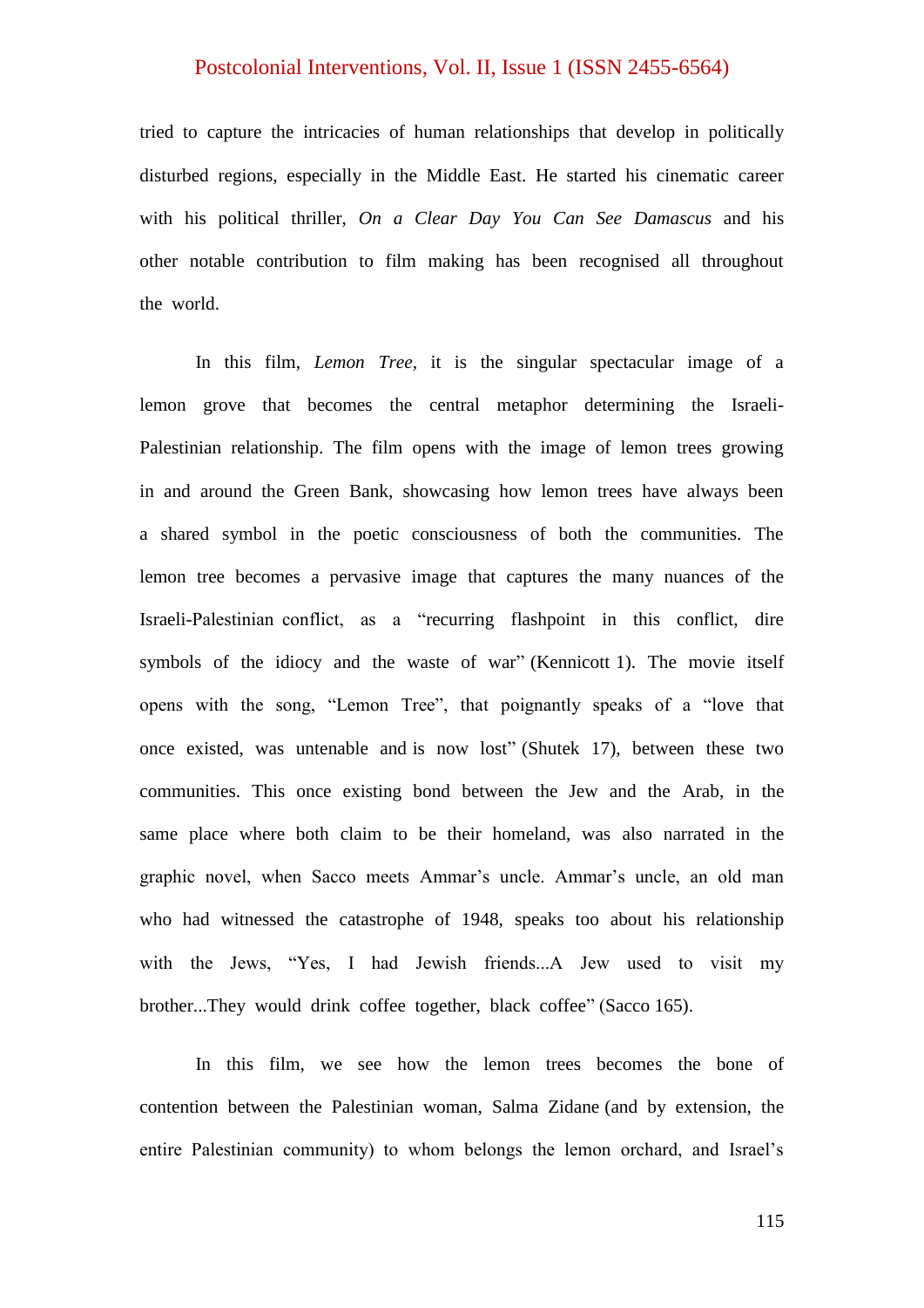tried to capture the intricacies of human relationships that develop in politically disturbed regions, especially in the Middle East. He started his cinematic career with his political thriller, *On a Clear Day You Can See Damascus* and his other notable contribution to film making has been recognised all throughout the world.

In this film, *Lemon Tree*, it is the singular spectacular image of a lemon grove that becomes the central metaphor determining the Israeli-Palestinian relationship. The film opens with the image of lemon trees growing in and around the Green Bank, showcasing how lemon trees have always been a shared symbol in the poetic consciousness of both the communities. The lemon tree becomes a pervasive image that captures the many nuances of the Israeli-Palestinian conflict, as a "recurring flashpoint in this conflict, dire symbols of the idiocy and the waste of war" (Kennicott 1). The movie itself opens with the song, "Lemon Tree", that poignantly speaks of a "love that once existed, was untenable and is now lost" (Shutek 17), between these two communities. This once existing bond between the Jew and the Arab, in the same place where both claim to be their homeland, was also narrated in the graphic novel, when Sacco meets Ammar's uncle. Ammar's uncle, an old man who had witnessed the catastrophe of 1948, speaks too about his relationship with the Jews, "Yes, I had Jewish friends...A Jew used to visit my brother...They would drink coffee together, black coffee" (Sacco 165).

In this film, we see how the lemon trees becomes the bone of contention between the Palestinian woman, Salma Zidane (and by extension, the entire Palestinian community) to whom belongs the lemon orchard, and Israel's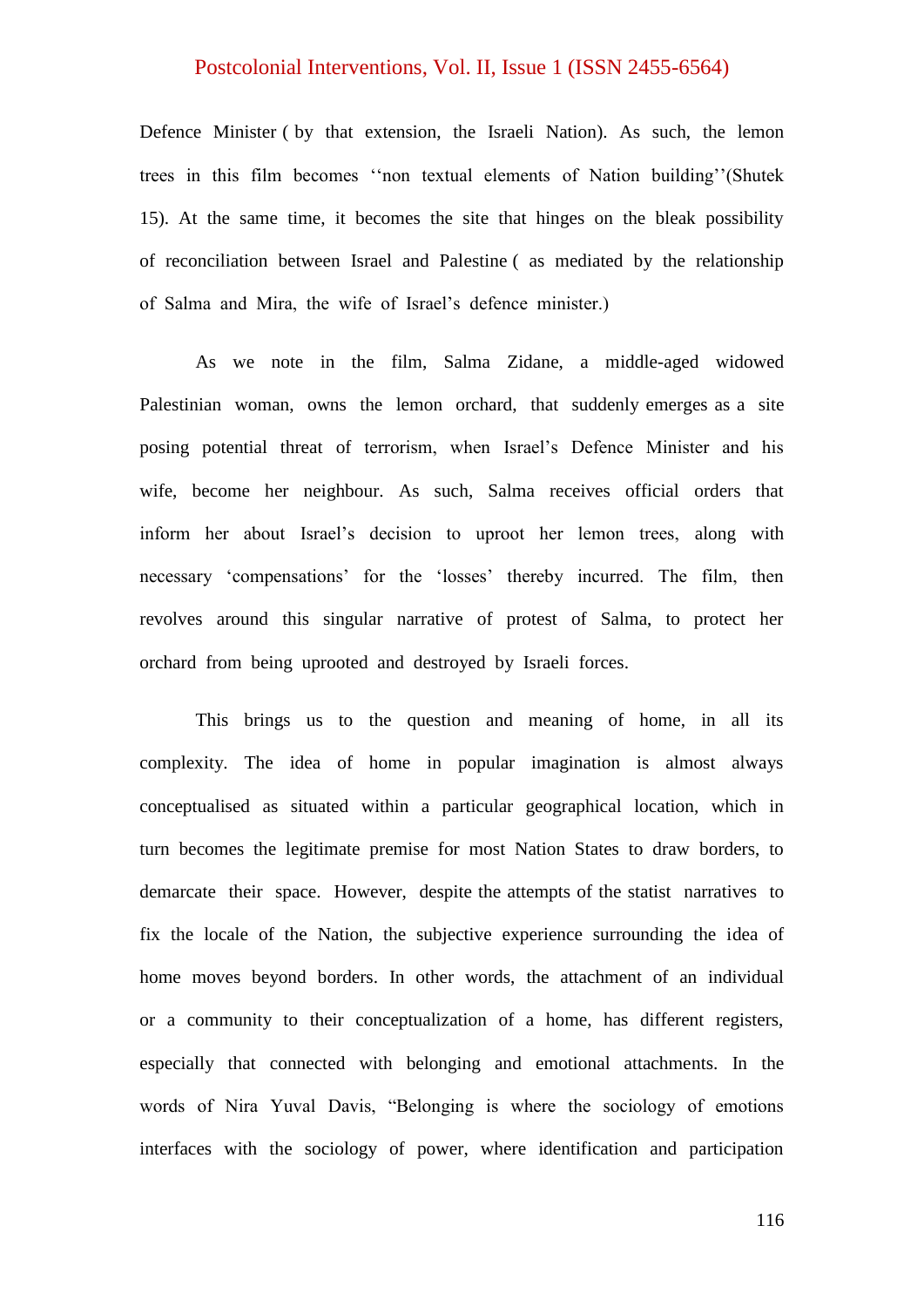Defence Minister ( by that extension, the Israeli Nation). As such, the lemon trees in this film becomes ''non textual elements of Nation building''(Shutek 15). At the same time, it becomes the site that hinges on the bleak possibility of reconciliation between Israel and Palestine ( as mediated by the relationship of Salma and Mira, the wife of Israel's defence minister.)

As we note in the film, Salma Zidane, a middle-aged widowed Palestinian woman, owns the lemon orchard, that suddenly emerges as a site posing potential threat of terrorism, when Israel's Defence Minister and his wife, become her neighbour. As such, Salma receives official orders that inform her about Israel's decision to uproot her lemon trees, along with necessary 'compensations' for the 'losses' thereby incurred. The film, then revolves around this singular narrative of protest of Salma, to protect her orchard from being uprooted and destroyed by Israeli forces.

This brings us to the question and meaning of home, in all its complexity. The idea of home in popular imagination is almost always conceptualised as situated within a particular geographical location, which in turn becomes the legitimate premise for most Nation States to draw borders, to demarcate their space. However, despite the attempts of the statist narratives to fix the locale of the Nation, the subjective experience surrounding the idea of home moves beyond borders. In other words, the attachment of an individual or a community to their conceptualization of a home, has different registers, especially that connected with belonging and emotional attachments. In the words of Nira Yuval Davis, "Belonging is where the sociology of emotions interfaces with the sociology of power, where identification and participation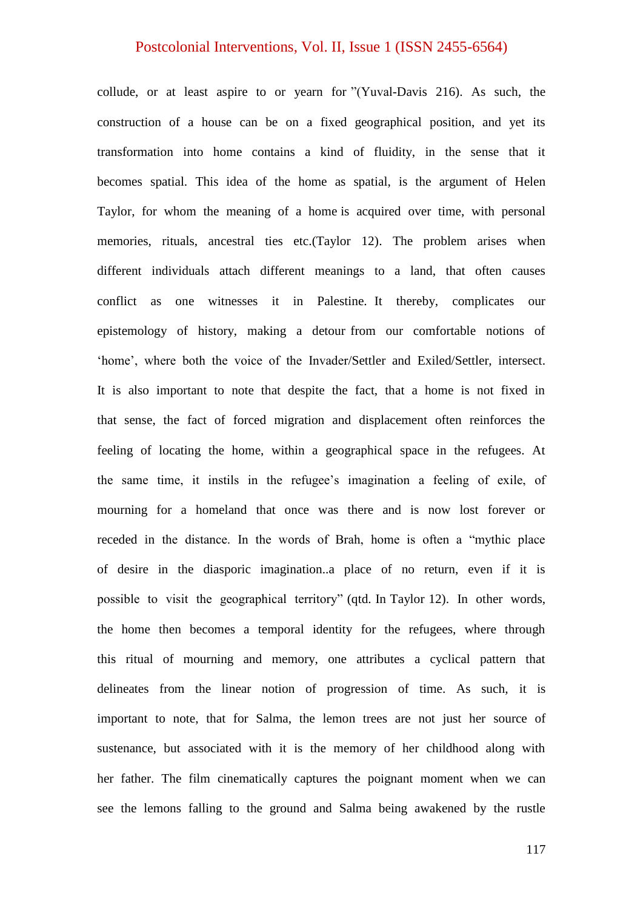collude, or at least aspire to or yearn for ”(Yuval-Davis 216). As such, the construction of a house can be on a fixed geographical position, and yet its transformation into home contains a kind of fluidity, in the sense that it becomes spatial. This idea of the home as spatial, is the argument of Helen Taylor, for whom the meaning of a home is acquired over time, with personal memories, rituals, ancestral ties etc.(Taylor 12). The problem arises when different individuals attach different meanings to a land, that often causes conflict as one witnesses it in Palestine. It thereby, complicates our epistemology of history, making a detour from our comfortable notions of ‘home’, where both the voice of the Invader/Settler and Exiled/Settler, intersect. It is also important to note that despite the fact, that a home is not fixed in that sense, the fact of forced migration and displacement often reinforces the feeling of locating the home, within a geographical space in the refugees. At the same time, it instils in the refugee’s imagination a feeling of exile, of mourning for a homeland that once was there and is now lost forever or receded in the distance. In the words of Brah, home is often a “mythic place of desire in the diasporic imagination..a place of no return, even if it is possible to visit the geographical territory” (qtd. In Taylor 12). In other words, the home then becomes a temporal identity for the refugees, where through this ritual of mourning and memory, one attributes a cyclical pattern that delineates from the linear notion of progression of time. As such, it is important to note, that for Salma, the lemon trees are not just her source of sustenance, but associated with it is the memory of her childhood along with her father. The film cinematically captures the poignant moment when we can see the lemons falling to the ground and Salma being awakened by the rustle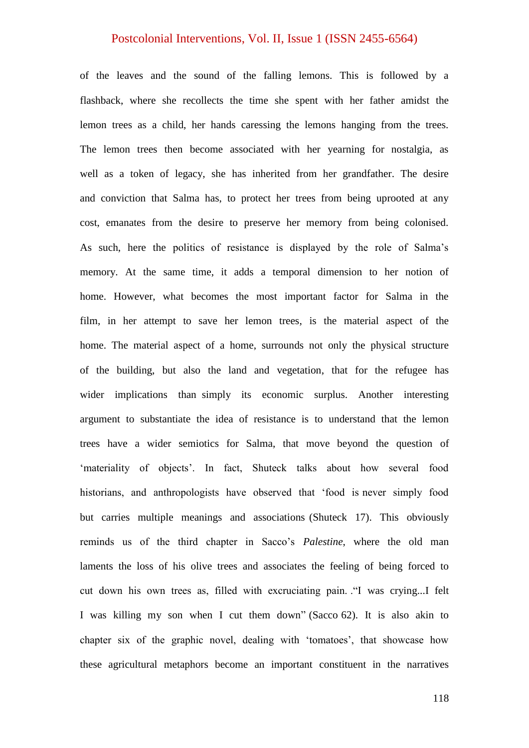of the leaves and the sound of the falling lemons. This is followed by a flashback, where she recollects the time she spent with her father amidst the lemon trees as a child, her hands caressing the lemons hanging from the trees. The lemon trees then become associated with her yearning for nostalgia, as well as a token of legacy, she has inherited from her grandfather. The desire and conviction that Salma has, to protect her trees from being uprooted at any cost, emanates from the desire to preserve her memory from being colonised. As such, here the politics of resistance is displayed by the role of Salma's memory. At the same time, it adds a temporal dimension to her notion of home. However, what becomes the most important factor for Salma in the film, in her attempt to save her lemon trees, is the material aspect of the home. The material aspect of a home, surrounds not only the physical structure of the building, but also the land and vegetation, that for the refugee has wider implications than simply its economic surplus. Another interesting argument to substantiate the idea of resistance is to understand that the lemon trees have a wider semiotics for Salma, that move beyond the question of 'materiality of objects'. In fact, Shuteck talks about how several food historians, and anthropologists have observed that 'food is never simply food but carries multiple meanings and associations (Shuteck 17). This obviously reminds us of the third chapter in Sacco's *Palestine*, where the old man laments the loss of his olive trees and associates the feeling of being forced to cut down his own trees as, filled with excruciating pain. ."I was crying...I felt I was killing my son when I cut them down" (Sacco 62). It is also akin to chapter six of the graphic novel, dealing with 'tomatoes', that showcase how these agricultural metaphors become an important constituent in the narratives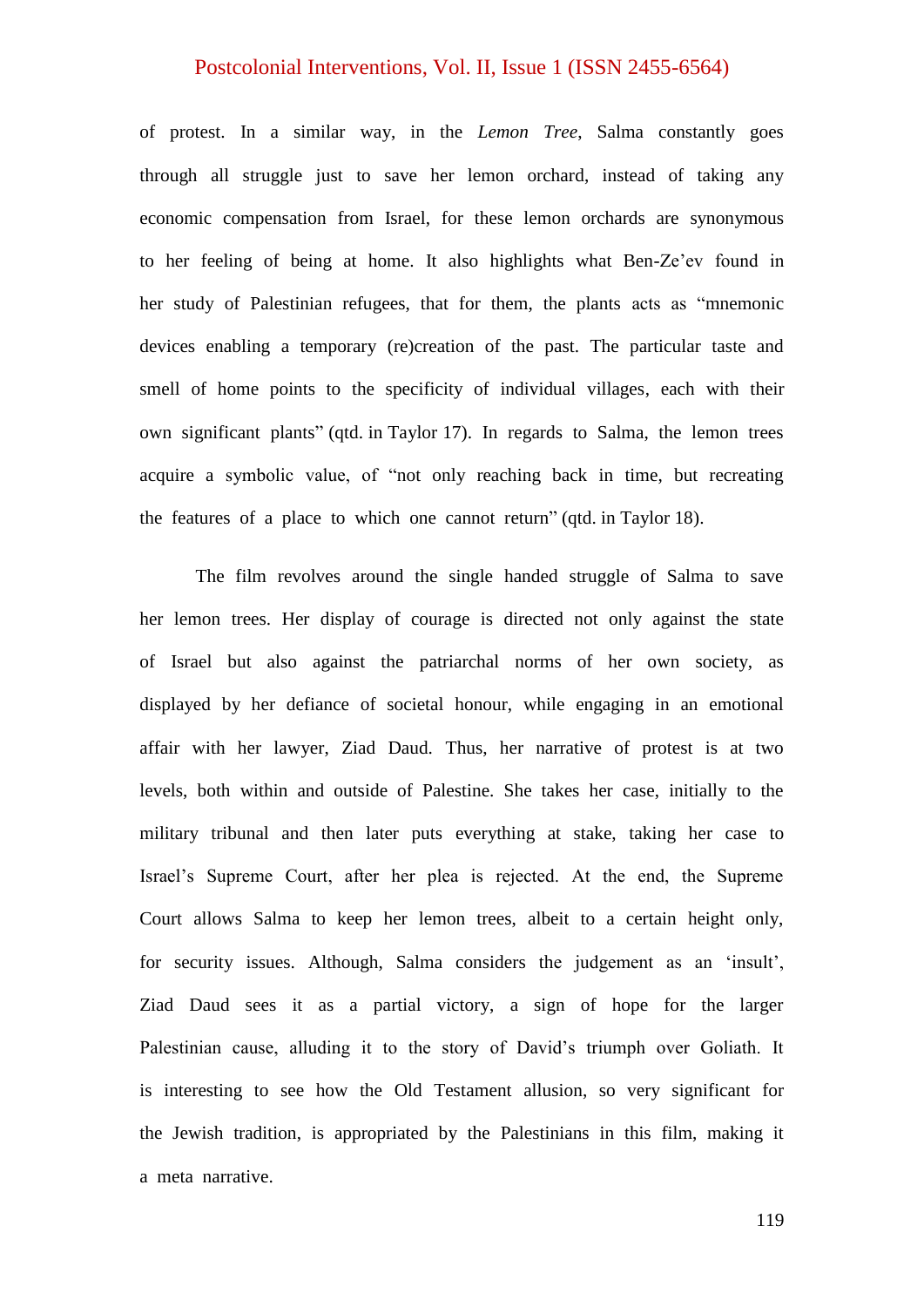of protest. In a similar way, in the *Lemon Tree*, Salma constantly goes through all struggle just to save her lemon orchard, instead of taking any economic compensation from Israel, for these lemon orchards are synonymous to her feeling of being at home. It also highlights what Ben-Ze'ev found in her study of Palestinian refugees, that for them, the plants acts as "mnemonic devices enabling a temporary (re)creation of the past. The particular taste and smell of home points to the specificity of individual villages, each with their own significant plants" (qtd. in Taylor 17). In regards to Salma, the lemon trees acquire a symbolic value, of "not only reaching back in time, but recreating the features of a place to which one cannot return" (qtd. in Taylor 18).

The film revolves around the single handed struggle of Salma to save her lemon trees. Her display of courage is directed not only against the state of Israel but also against the patriarchal norms of her own society, as displayed by her defiance of societal honour, while engaging in an emotional affair with her lawyer, Ziad Daud. Thus, her narrative of protest is at two levels, both within and outside of Palestine. She takes her case, initially to the military tribunal and then later puts everything at stake, taking her case to Israel's Supreme Court, after her plea is rejected. At the end, the Supreme Court allows Salma to keep her lemon trees, albeit to a certain height only, for security issues. Although, Salma considers the judgement as an 'insult', Ziad Daud sees it as a partial victory, a sign of hope for the larger Palestinian cause, alluding it to the story of David's triumph over Goliath. It is interesting to see how the Old Testament allusion, so very significant for the Jewish tradition, is appropriated by the Palestinians in this film, making it a meta narrative.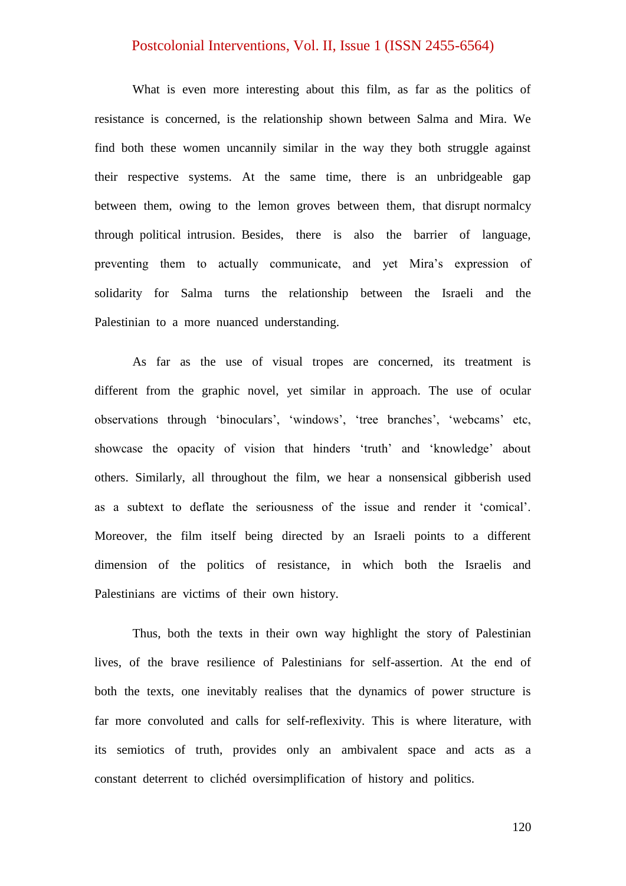What is even more interesting about this film, as far as the politics of resistance is concerned, is the relationship shown between Salma and Mira. We find both these women uncannily similar in the way they both struggle against their respective systems. At the same time, there is an unbridgeable gap between them, owing to the lemon groves between them, that disrupt normalcy through political intrusion. Besides, there is also the barrier of language, preventing them to actually communicate, and yet Mira's expression of solidarity for Salma turns the relationship between the Israeli and the Palestinian to a more nuanced understanding.

As far as the use of visual tropes are concerned, its treatment is different from the graphic novel, yet similar in approach. The use of ocular observations through 'binoculars', 'windows', 'tree branches', 'webcams' etc, showcase the opacity of vision that hinders 'truth' and 'knowledge' about others. Similarly, all throughout the film, we hear a nonsensical gibberish used as a subtext to deflate the seriousness of the issue and render it 'comical'. Moreover, the film itself being directed by an Israeli points to a different dimension of the politics of resistance, in which both the Israelis and Palestinians are victims of their own history.

Thus, both the texts in their own way highlight the story of Palestinian lives, of the brave resilience of Palestinians for self-assertion. At the end of both the texts, one inevitably realises that the dynamics of power structure is far more convoluted and calls for self-reflexivity. This is where literature, with its semiotics of truth, provides only an ambivalent space and acts as a constant deterrent to clichéd oversimplification of history and politics.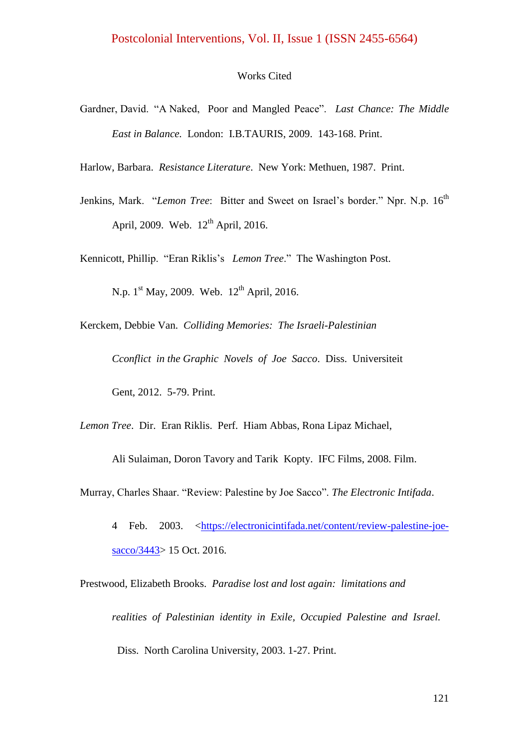## Works Cited

Gardner, David. "A Naked, Poor and Mangled Peace". *Last Chance: The Middle East in Balance.* London: I.B.TAURIS, 2009. 143-168. Print.

Harlow, Barbara. *Resistance Literature*. New York: Methuen, 1987. Print.

Jenkins, Mark. "*Lemon Tree*: Bitter and Sweet on Israel's border." Npr. N.p. 16th April, 2009. Web. 12th April, 2016.

Kennicott, Phillip. "Eran Riklis's *Lemon Tree*." The Washington Post. N.p. 1st May, 2009. Web. 12th April, 2016.

Kerckem, Debbie Van. *Colliding Memories: The Israeli-Palestinian Cconflict in the Graphic Novels of Joe Sacco*. Diss. Universiteit Gent, 2012. 5-79. Print.

*Lemon Tree*. Dir. Eran Riklis. Perf. Hiam Abbas, Rona Lipaz Michael, Ali Sulaiman, Doron Tavory and Tarik Kopty. IFC Films, 2008. Film.

Murray, Charles Shaar. "Review: Palestine by Joe Sacco". *The Electronic Intifada*. 4 Feb. 2003. <https://electronicintifada.net/content/review-palestine-joe-sacco/3443> 15 Oct. 2016.

Prestwood, Elizabeth Brooks. *Paradise lost and lost again: limitations and realities of Palestinian identity in Exile, Occupied Palestine and Israel.* Diss. North Carolina University, 2003. 1-27. Print.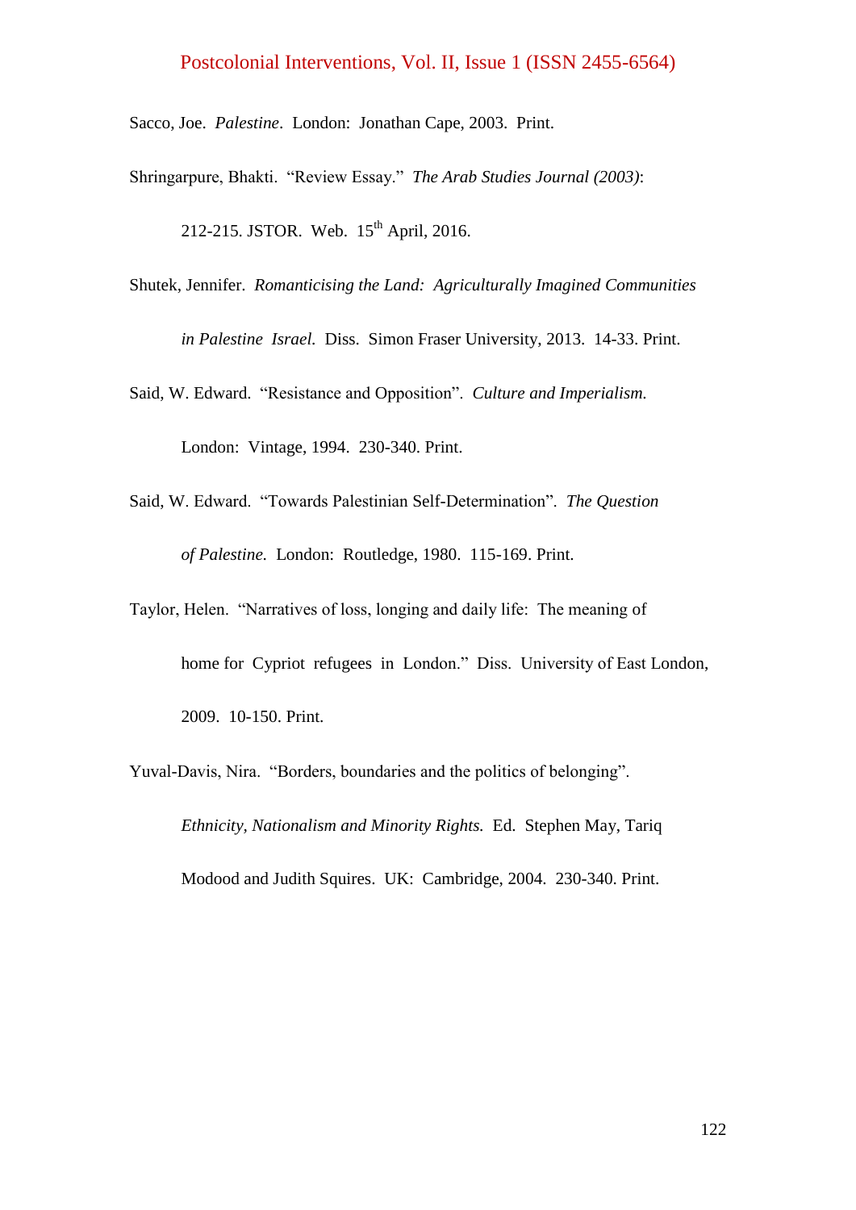Sacco, Joe. *Palestine*. London: Jonathan Cape, 2003. Print.

Shringarpure, Bhakti. "Review Essay." *The Arab Studies Journal (2003)*: 212-215. JSTOR. Web. 15th April, 2016.

Shutek, Jennifer. *Romanticising the Land: Agriculturally Imagined Communities in Palestine Israel.* Diss. Simon Fraser University, 2013. 14-33. Print.

Said, W. Edward. "Resistance and Opposition". *Culture and Imperialism.* London: Vintage, 1994. 230-340. Print.

Said, W. Edward. "Towards Palestinian Self-Determination". *The Question of Palestine.* London: Routledge, 1980. 115-169. Print.

Taylor, Helen. "Narratives of loss, longing and daily life: The meaning of home for Cypriot refugees in London." Diss. University of East London, 2009. 10-150. Print.

Yuval-Davis, Nira. "Borders, boundaries and the politics of belonging". *Ethnicity, Nationalism and Minority Rights.* Ed. Stephen May, Tariq Modood and Judith Squires. UK: Cambridge, 2004. 230-340. Print.